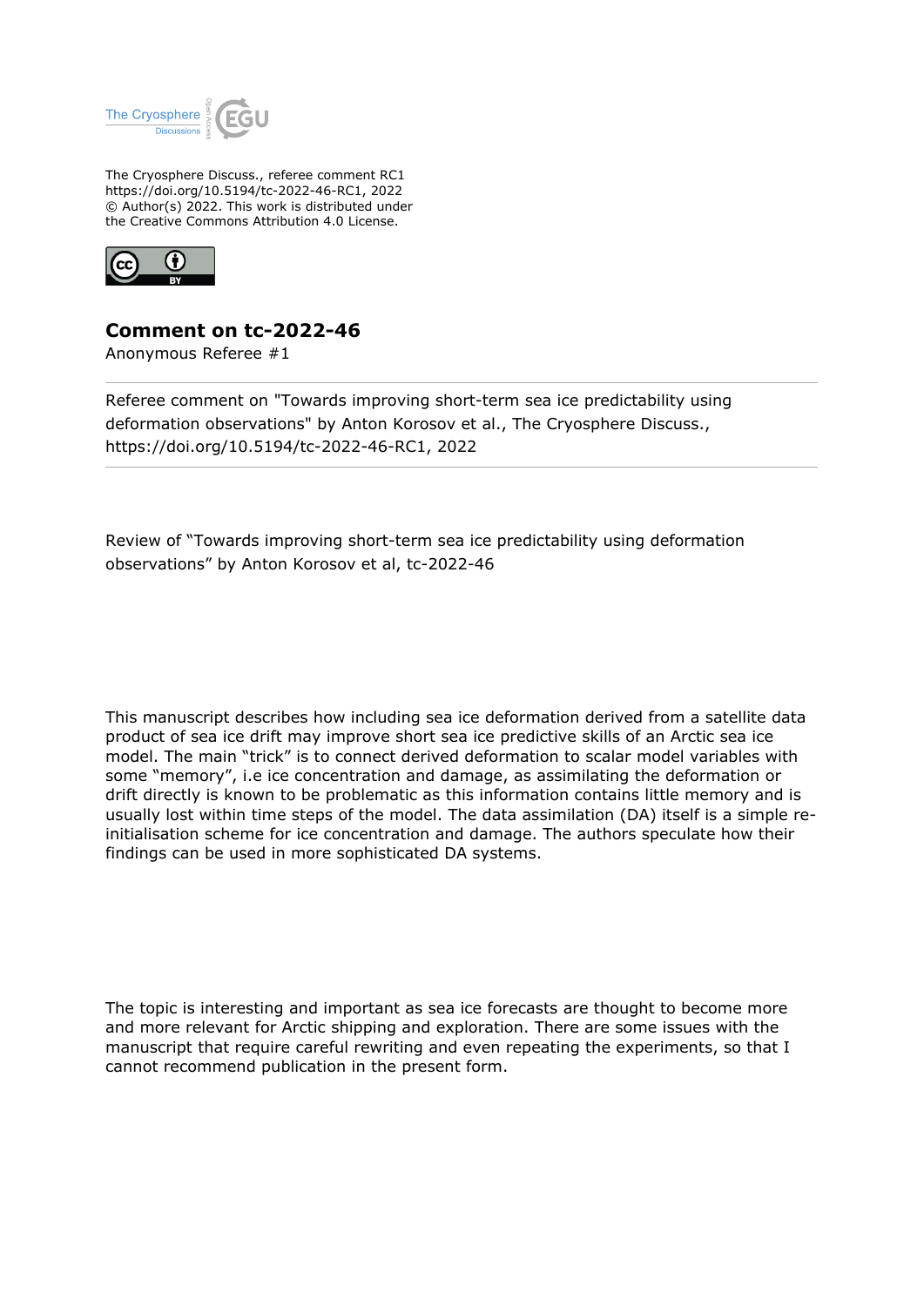The Cryosphere Discuss., referee comment RC1
https://doi.org/10.5194/tc-2022-46-RC1, 2022
© Author(s) 2022. This work is distributed under
the Creative Commons Attribution 4.0 License.

# Comment on tc-2022-46

Anonymous Referee #1

---

Referee comment on "Towards improving short-term sea ice predictability using deformation observations" by Anton Korosov et al., The Cryosphere Discuss., https://doi.org/10.5194/tc-2022-46-RC1, 2022

---

Review of "Towards improving short-term sea ice predictability using deformation observations" by Anton Korosov et al, tc-2022-46

This manuscript describes how including sea ice deformation derived from a satellite data product of sea ice drift may improve short sea ice predictive skills of an Arctic sea ice model. The main "trick" is to connect derived deformation to scalar model variables with some "memory", i.e ice concentration and damage, as assimilating the deformation or drift directly is known to be problematic as this information contains little memory and is usually lost within time steps of the model. The data assimilation (DA) itself is a simple re-initialisation scheme for ice concentration and damage. The authors speculate how their findings can be used in more sophisticated DA systems.

The topic is interesting and important as sea ice forecasts are thought to become more and more relevant for Arctic shipping and exploration. There are some issues with the manuscript that require careful rewriting and even repeating the experiments, so that I cannot recommend publication in the present form.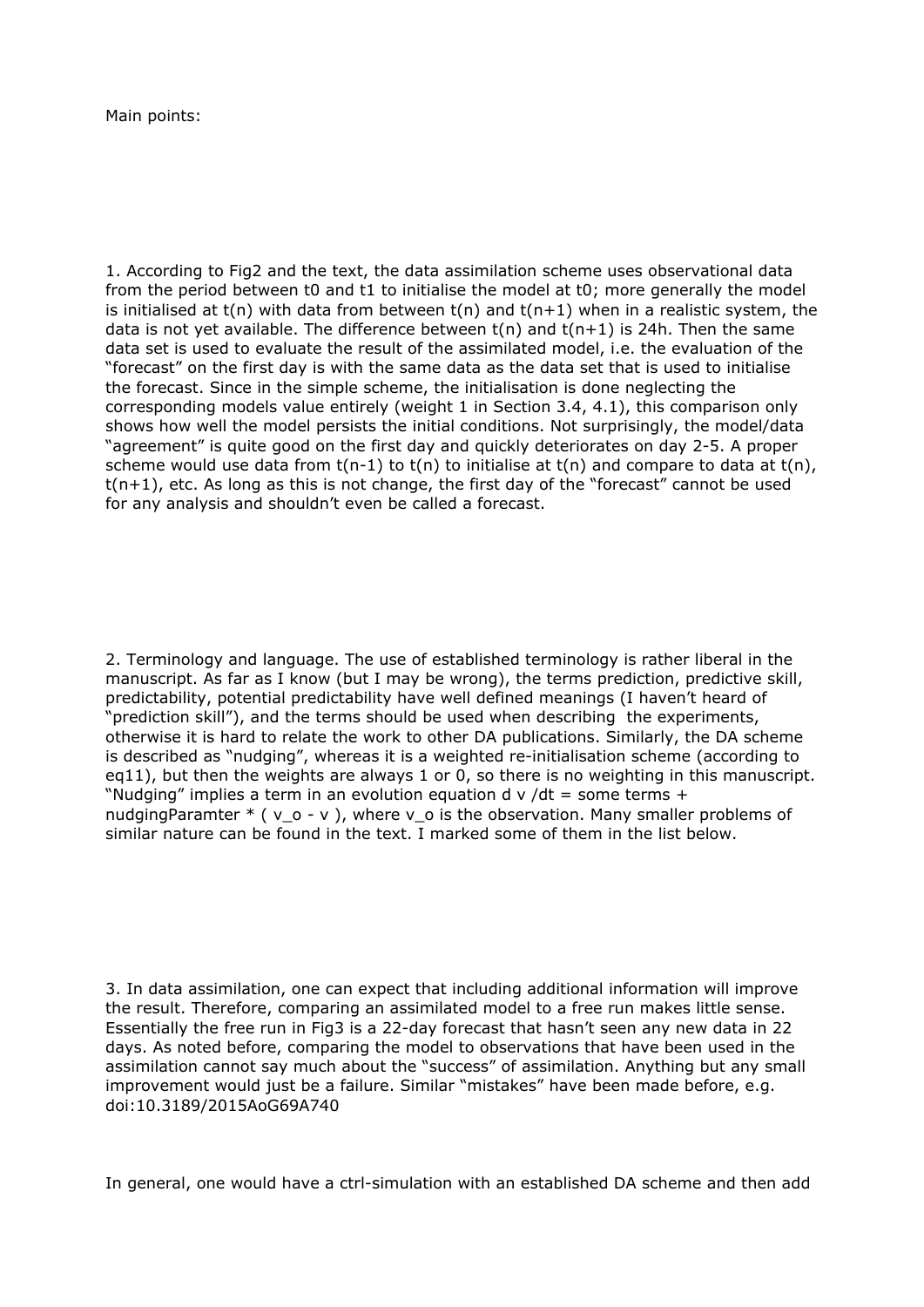Main points:

1. According to Fig2 and the text, the data assimilation scheme uses observational data from the period between $t0$ and $t1$ to initialise the model at $t0$; more generally the model is initialised at $t(n)$ with data from between $t(n)$ and $t(n+1)$ when in a realistic system, the data is not yet available. The difference between $t(n)$ and $t(n+1)$ is 24h. Then the same data set is used to evaluate the result of the assimilated model, i.e. the evaluation of the "forecast" on the first day is with the same data as the data set that is used to initialise the forecast. Since in the simple scheme, the initialisation is done neglecting the corresponding models value entirely (weight 1 in Section 3.4, 4.1), this comparison only shows how well the model persists the initial conditions. Not surprisingly, the model/data "agreement" is quite good on the first day and quickly deteriorates on day 2-5. A proper scheme would use data from $t(n-1)$ to $t(n)$ to initialise at $t(n)$ and compare to data at $t(n)$, $t(n+1)$, etc. As long as this is not change, the first day of the "forecast" cannot be used for any analysis and shouldn't even be called a forecast.

2. Terminology and language. The use of established terminology is rather liberal in the manuscript. As far as I know (but I may be wrong), the terms prediction, predictive skill, predictability, potential predictability have well defined meanings (I haven't heard of "prediction skill"), and the terms should be used when describing the experiments, otherwise it is hard to relate the work to other DA publications. Similarly, the DA scheme is described as "nudging", whereas it is a weighted re-initialisation scheme (according to eq11), but then the weights are always 1 or 0, so there is no weighting in this manuscript. "Nudging" implies a term in an evolution equation $d v /dt$ = some terms + nudgingParamter * ( $v_o - v$ ), where $v_o$ is the observation. Many smaller problems of similar nature can be found in the text. I marked some of them in the list below.

3. In data assimilation, one can expect that including additional information will improve the result. Therefore, comparing an assimilated model to a free run makes little sense. Essentially the free run in Fig3 is a 22-day forecast that hasn't seen any new data in 22 days. As noted before, comparing the model to observations that have been used in the assimilation cannot say much about the "success" of assimilation. Anything but any small improvement would just be a failure. Similar "mistakes" have been made before, e.g. doi:10.3189/2015AoG69A740

In general, one would have a ctrl-simulation with an established DA scheme and then add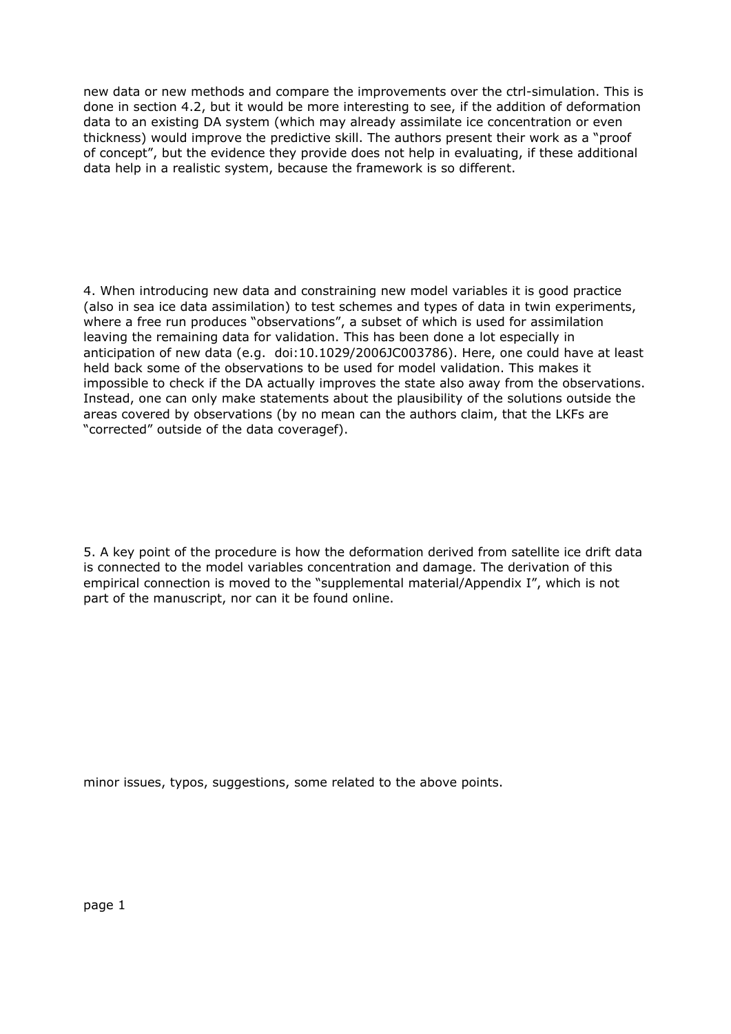new data or new methods and compare the improvements over the ctrl-simulation. This is done in section 4.2, but it would be more interesting to see, if the addition of deformation data to an existing DA system (which may already assimilate ice concentration or even thickness) would improve the predictive skill. The authors present their work as a "proof of concept", but the evidence they provide does not help in evaluating, if these additional data help in a realistic system, because the framework is so different.

4. When introducing new data and constraining new model variables it is good practice (also in sea ice data assimilation) to test schemes and types of data in twin experiments, where a free run produces "observations", a subset of which is used for assimilation leaving the remaining data for validation. This has been done a lot especially in anticipation of new data (e.g. doi:10.1029/2006JC003786). Here, one could have at least held back some of the observations to be used for model validation. This makes it impossible to check if the DA actually improves the state also away from the observations. Instead, one can only make statements about the plausibility of the solutions outside the areas covered by observations (by no mean can the authors claim, that the LKFs are "corrected" outside of the data coveragef).

5. A key point of the procedure is how the deformation derived from satellite ice drift data is connected to the model variables concentration and damage. The derivation of this empirical connection is moved to the "supplemental material/Appendix I", which is not part of the manuscript, nor can it be found online.

minor issues, typos, suggestions, some related to the above points.

page 1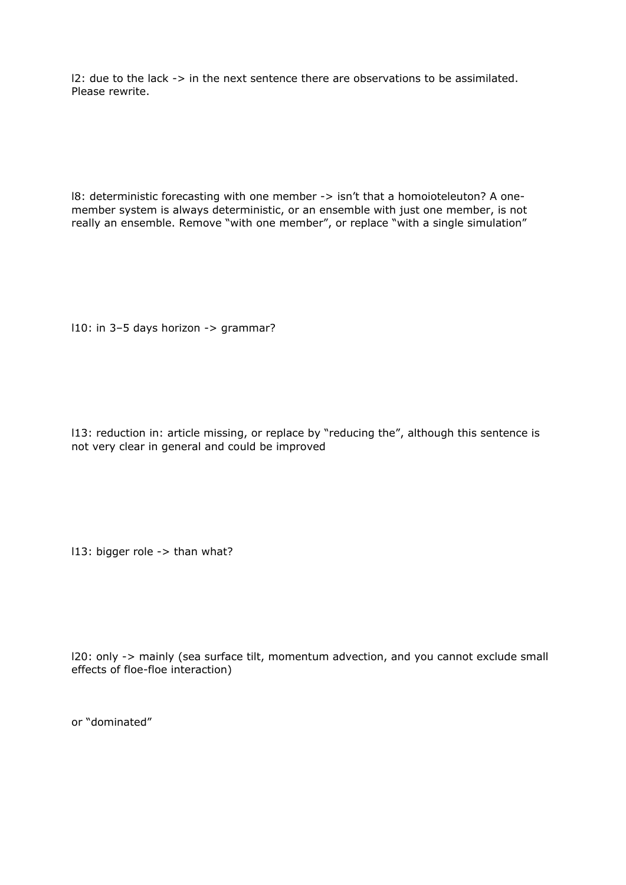l2: due to the lack -> in the next sentence there are observations to be assimilated. Please rewrite.

l8: deterministic forecasting with one member -> isn't that a homoioteleuton? A one-member system is always deterministic, or an ensemble with just one member, is not really an ensemble. Remove "with one member", or replace "with a single simulation"

l10: in 3–5 days horizon -> grammar?

l13: reduction in: article missing, or replace by "reducing the", although this sentence is not very clear in general and could be improved

l13: bigger role -> than what?

l20: only -> mainly (sea surface tilt, momentum advection, and you cannot exclude small effects of floe-floe interaction)

or "dominated"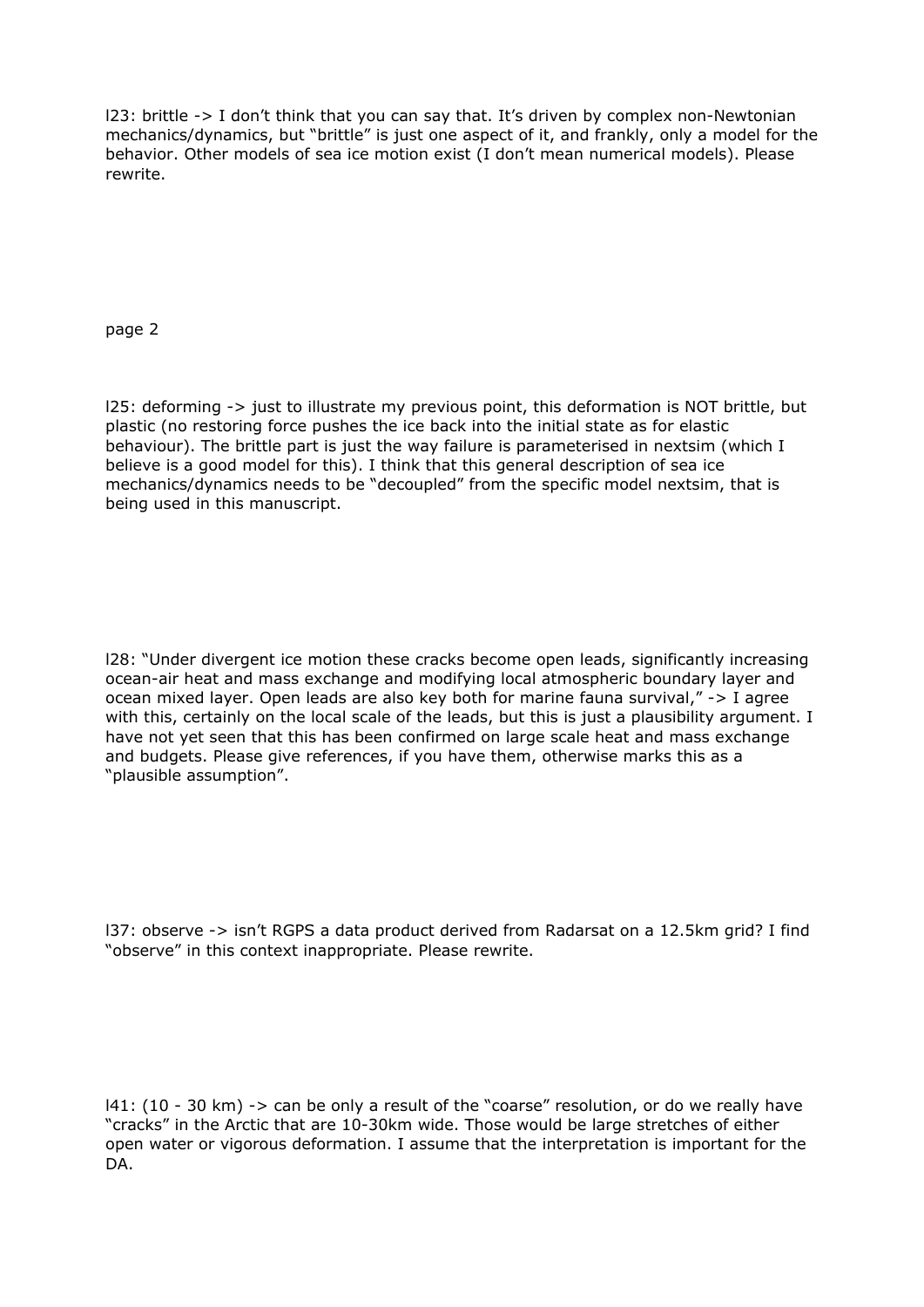l23: brittle -> I don't think that you can say that. It's driven by complex non-Newtonian mechanics/dynamics, but "brittle" is just one aspect of it, and frankly, only a model for the behavior. Other models of sea ice motion exist (I don't mean numerical models). Please rewrite.

page 2

l25: deforming -> just to illustrate my previous point, this deformation is NOT brittle, but plastic (no restoring force pushes the ice back into the initial state as for elastic behaviour). The brittle part is just the way failure is parameterised in nextsim (which I believe is a good model for this). I think that this general description of sea ice mechanics/dynamics needs to be "decoupled" from the specific model nextsim, that is being used in this manuscript.

l28: "Under divergent ice motion these cracks become open leads, significantly increasing ocean-air heat and mass exchange and modifying local atmospheric boundary layer and ocean mixed layer. Open leads are also key both for marine fauna survival," -> I agree with this, certainly on the local scale of the leads, but this is just a plausibility argument. I have not yet seen that this has been confirmed on large scale heat and mass exchange and budgets. Please give references, if you have them, otherwise marks this as a "plausible assumption".

l37: observe -> isn't RGPS a data product derived from Radarsat on a 12.5km grid? I find "observe" in this context inappropriate. Please rewrite.

l41: (10 - 30 km) -> can be only a result of the "coarse" resolution, or do we really have "cracks" in the Arctic that are 10-30km wide. Those would be large stretches of either open water or vigorous deformation. I assume that the interpretation is important for the DA.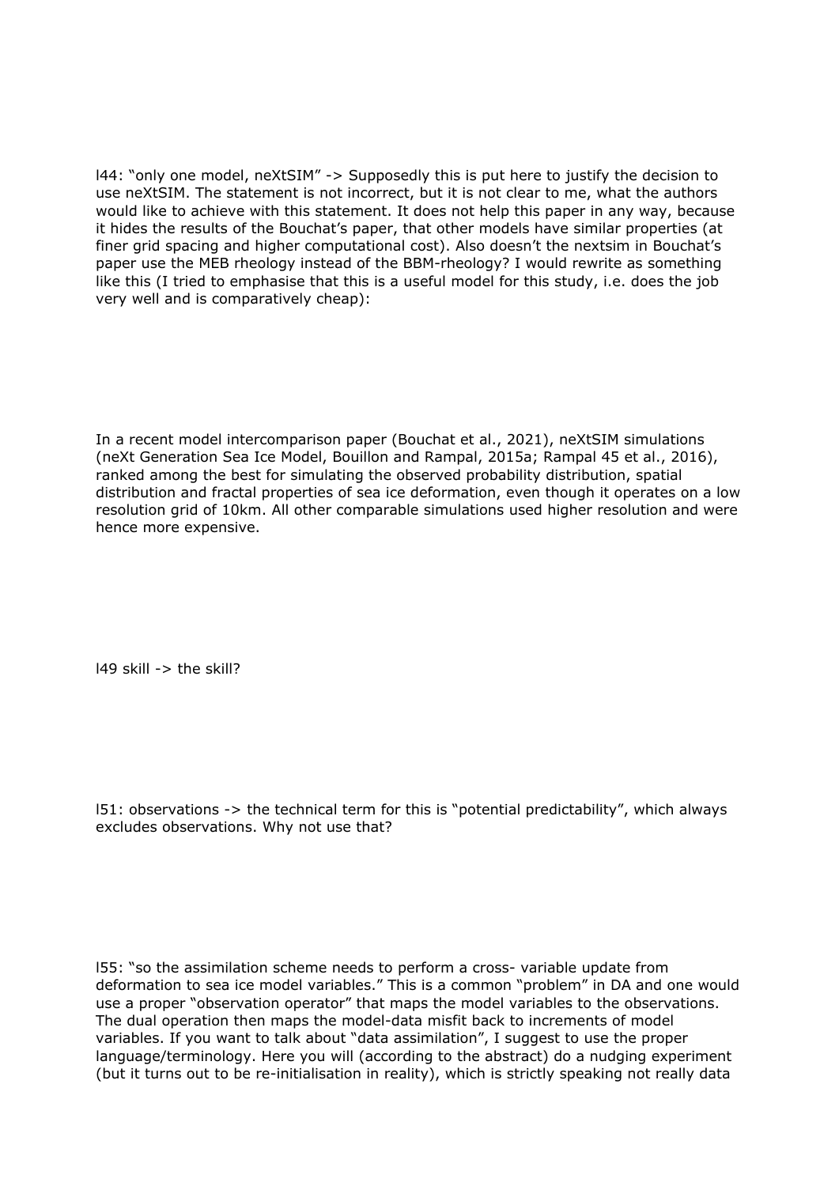l44: “only one model, neXtSIM” -> Supposedly this is put here to justify the decision to use neXtSIM. The statement is not incorrect, but it is not clear to me, what the authors would like to achieve with this statement. It does not help this paper in any way, because it hides the results of the Bouchat’s paper, that other models have similar properties (at finer grid spacing and higher computational cost). Also doesn’t the nextsim in Bouchat’s paper use the MEB rheology instead of the BBM-rheology? I would rewrite as something like this (I tried to emphasise that this is a useful model for this study, i.e. does the job very well and is comparatively cheap):

In a recent model intercomparison paper (Bouchat et al., 2021), neXtSIM simulations (neXt Generation Sea Ice Model, Bouillon and Rampal, 2015a; Rampal 45 et al., 2016), ranked among the best for simulating the observed probability distribution, spatial distribution and fractal properties of sea ice deformation, even though it operates on a low resolution grid of 10km. All other comparable simulations used higher resolution and were hence more expensive.

l49 skill -> the skill?

l51: observations -> the technical term for this is “potential predictability”, which always excludes observations. Why not use that?

l55: “so the assimilation scheme needs to perform a cross- variable update from deformation to sea ice model variables.” This is a common “problem” in DA and one would use a proper “observation operator” that maps the model variables to the observations. The dual operation then maps the model-data misfit back to increments of model variables. If you want to talk about “data assimilation”, I suggest to use the proper language/terminology. Here you will (according to the abstract) do a nudging experiment (but it turns out to be re-initialisation in reality), which is strictly speaking not really data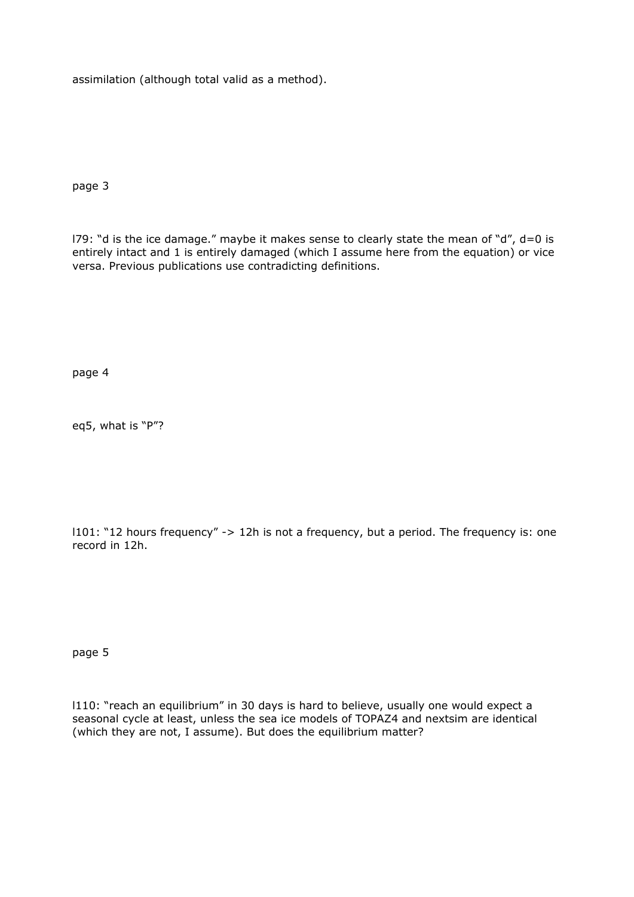assimilation (although total valid as a method).

page 3

l79: “d is the ice damage.” maybe it makes sense to clearly state the mean of “d”, d=0 is entirely intact and 1 is entirely damaged (which I assume here from the equation) or vice versa. Previous publications use contradicting definitions.

page 4

eq5, what is “P”?

l101: “12 hours frequency” -> 12h is not a frequency, but a period. The frequency is: one record in 12h.

page 5

l110: “reach an equilibrium” in 30 days is hard to believe, usually one would expect a seasonal cycle at least, unless the sea ice models of TOPAZ4 and nextsim are identical (which they are not, I assume). But does the equilibrium matter?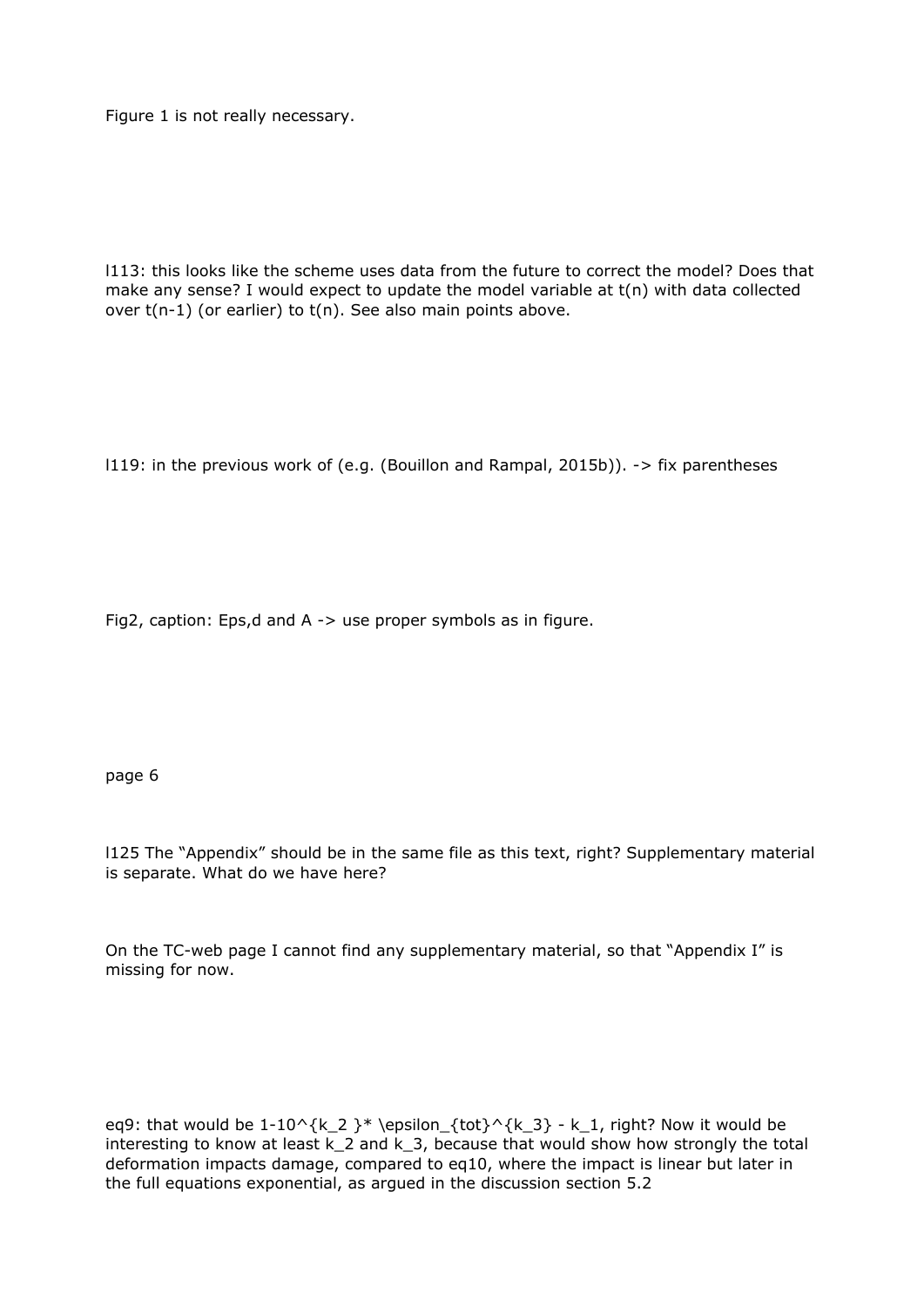Figure 1 is not really necessary.

l113: this looks like the scheme uses data from the future to correct the model? Does that make any sense? I would expect to update the model variable at t(n) with data collected over t(n-1) (or earlier) to t(n). See also main points above.

l119: in the previous work of (e.g. (Bouillon and Rampal, 2015b)). -> fix parentheses

Fig2, caption: Eps,d and A -> use proper symbols as in figure.

page 6

l125 The “Appendix” should be in the same file as this text, right? Supplementary material is separate. What do we have here?

On the TC-web page I cannot find any supplementary material, so that “Appendix I” is missing for now.

eq9: that would be $1-10^{k_2} * \epsilon_{tot}^{k_3} - k_1$, right? Now it would be interesting to know at least $k_2$ and $k_3$, because that would show how strongly the total deformation impacts damage, compared to eq10, where the impact is linear but later in the full equations exponential, as argued in the discussion section 5.2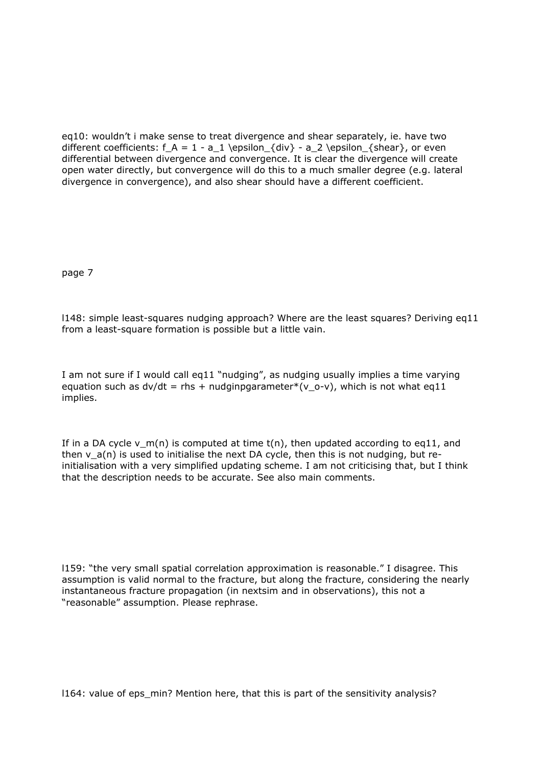eq10: wouldn't i make sense to treat divergence and shear separately, ie. have two different coefficients: $f_A = 1 - a_1 \epsilon_{div} - a_2 \epsilon_{shear}$, or even differential between divergence and convergence. It is clear the divergence will create open water directly, but convergence will do this to a much smaller degree (e.g. lateral divergence in convergence), and also shear should have a different coefficient.

page 7

l148: simple least-squares nudging approach? Where are the least squares? Deriving eq11 from a least-square formation is possible but a little vain.

I am not sure if I would call eq11 "nudging", as nudging usually implies a time varying equation such as dv/dt = rhs + nudginpgarameter*(v_o-v), which is not what eq11 implies.

If in a DA cycle $v_m(n)$ is computed at time $t(n)$, then updated according to eq11, and then $v_a(n)$ is used to initialise the next DA cycle, then this is not nudging, but re-initialisation with a very simplified updating scheme. I am not criticising that, but I think that the description needs to be accurate. See also main comments.

l159: "the very small spatial correlation approximation is reasonable." I disagree. This assumption is valid normal to the fracture, but along the fracture, considering the nearly instantaneous fracture propagation (in nextsim and in observations), this not a "reasonable" assumption. Please rephrase.

l164: value of eps_min? Mention here, that this is part of the sensitivity analysis?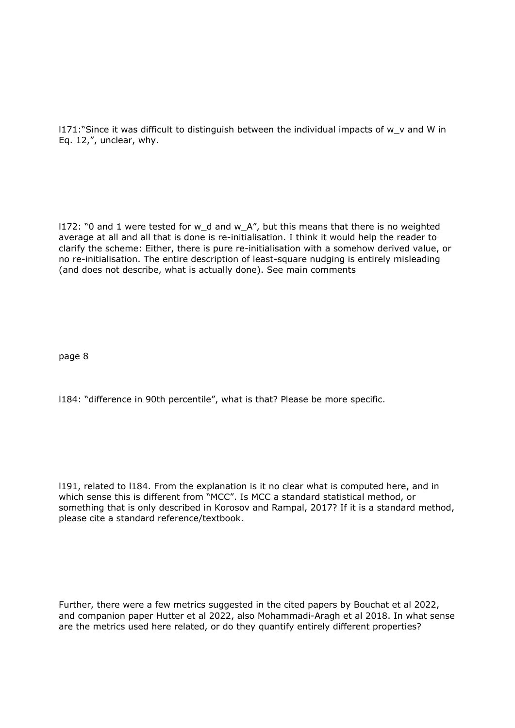l171:"Since it was difficult to distinguish between the individual impacts of $w_v$ and W in Eq. 12,", unclear, why.

l172: "0 and 1 were tested for $w_d$ and $w_A$", but this means that there is no weighted average at all and all that is done is re-initialisation. I think it would help the reader to clarify the scheme: Either, there is pure re-initialisation with a somehow derived value, or no re-initialisation. The entire description of least-square nudging is entirely misleading (and does not describe, what is actually done). See main comments

page 8

l184: "difference in 90th percentile", what is that? Please be more specific.

l191, related to l184. From the explanation is it no clear what is computed here, and in which sense this is different from "MCC". Is MCC a standard statistical method, or something that is only described in Korosov and Rampal, 2017? If it is a standard method, please cite a standard reference/textbook.

Further, there were a few metrics suggested in the cited papers by Bouchat et al 2022, and companion paper Hutter et al 2022, also Mohammadi-Aragh et al 2018. In what sense are the metrics used here related, or do they quantify entirely different properties?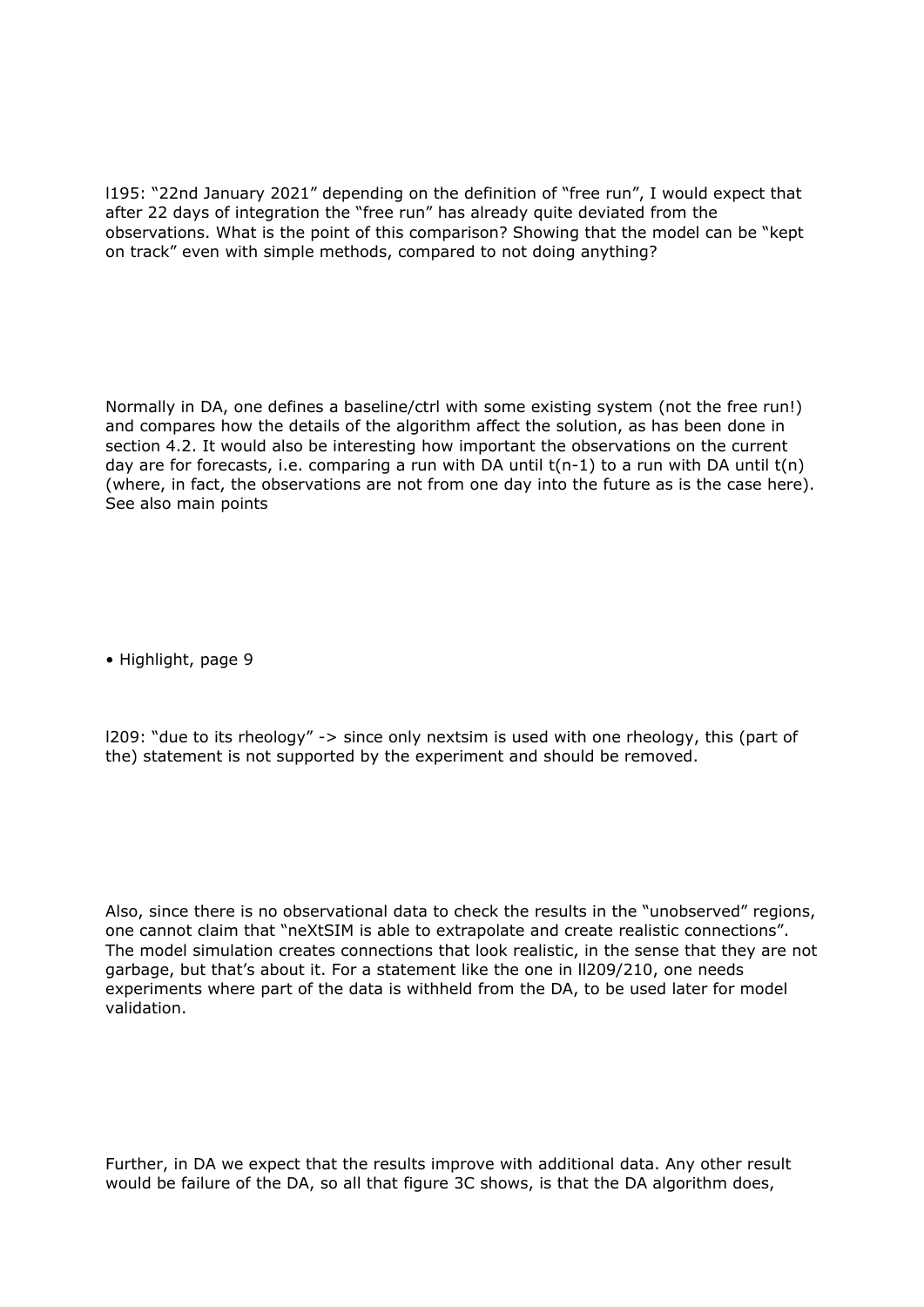l195: “22nd January 2021” depending on the definition of “free run”, I would expect that after 22 days of integration the “free run” has already quite deviated from the observations. What is the point of this comparison? Showing that the model can be “kept on track” even with simple methods, compared to not doing anything?

Normally in DA, one defines a baseline/ctrl with some existing system (not the free run!) and compares how the details of the algorithm affect the solution, as has been done in section 4.2. It would also be interesting how important the observations on the current day are for forecasts, i.e. comparing a run with DA until $t(n-1)$ to a run with DA until $t(n)$ (where, in fact, the observations are not from one day into the future as is the case here). See also main points

- Highlight, page 9

l209: “due to its rheology” -> since only nextsim is used with one rheology, this (part of the) statement is not supported by the experiment and should be removed.

Also, since there is no observational data to check the results in the “unobserved” regions, one cannot claim that “neXtSIM is able to extrapolate and create realistic connections”. The model simulation creates connections that look realistic, in the sense that they are not garbage, but that’s about it. For a statement like the one in ll209/210, one needs experiments where part of the data is withheld from the DA, to be used later for model validation.

Further, in DA we expect that the results improve with additional data. Any other result would be failure of the DA, so all that figure 3C shows, is that the DA algorithm does,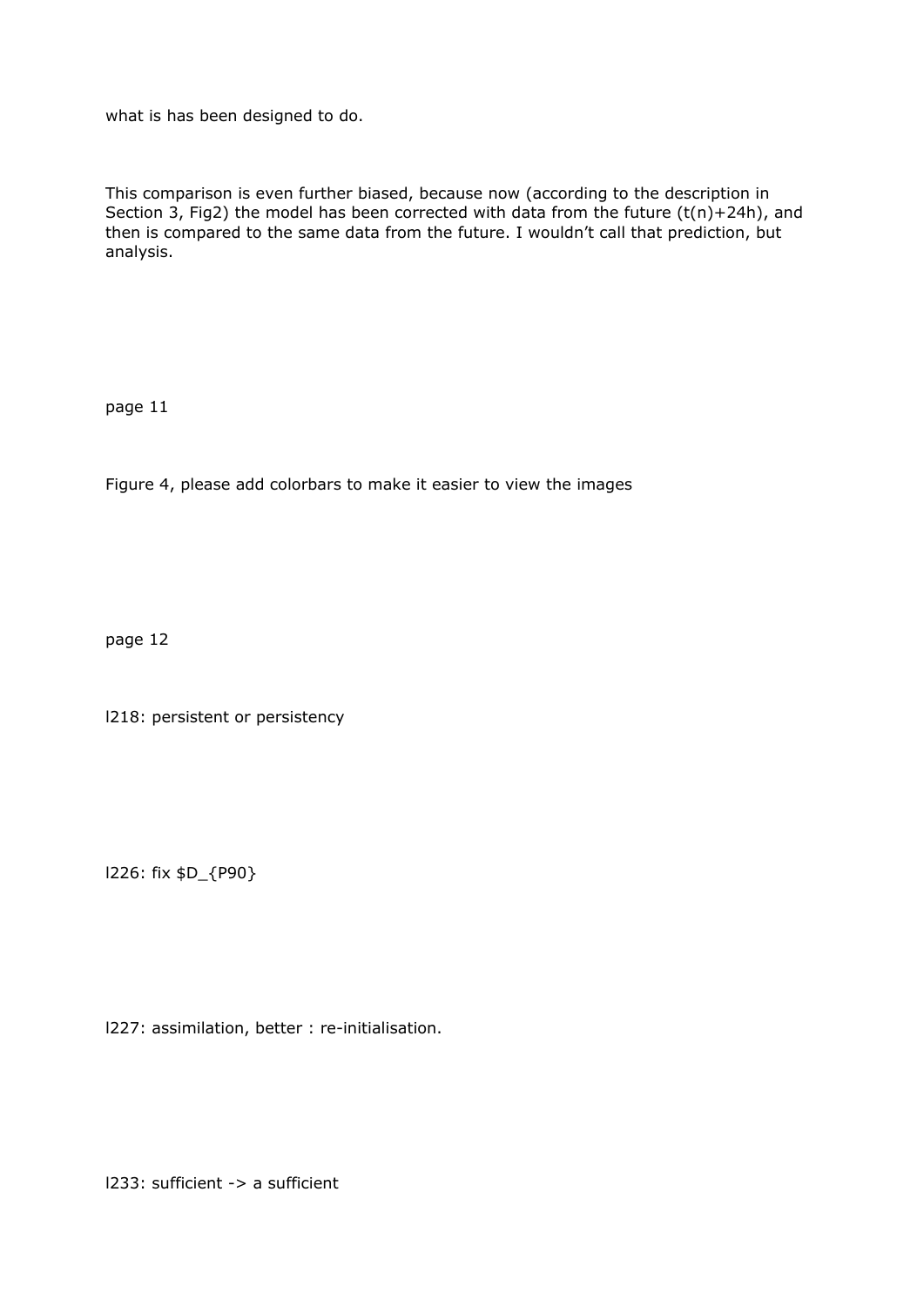what is has been designed to do.

This comparison is even further biased, because now (according to the description in Section 3, Fig2) the model has been corrected with data from the future (t(n)+24h), and then is compared to the same data from the future. I wouldn't call that prediction, but analysis.

page 11

Figure 4, please add colorbars to make it easier to view the images

page 12

l218: persistent or persistency

l226: fix $D_{P90}

l227: assimilation, better : re-initialisation.

l233: sufficient -> a sufficient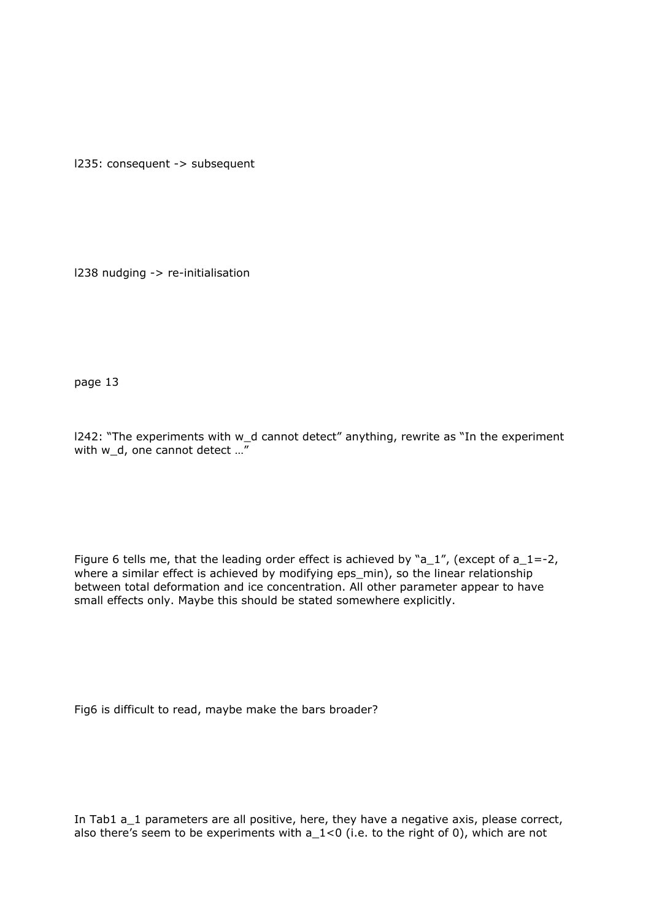l235: consequent -> subsequent

l238 nudging -> re-initialisation

page 13

l242: “The experiments with $w_d$ cannot detect” anything, rewrite as “In the experiment with $w_d$, one cannot detect …”

Figure 6 tells me, that the leading order effect is achieved by “$a_1$”, (except of $a_1$=-2, where a similar effect is achieved by modifying $eps_{min}$), so the linear relationship between total deformation and ice concentration. All other parameter appear to have small effects only. Maybe this should be stated somewhere explicitly.

Fig6 is difficult to read, maybe make the bars broader?

In Tab1 $a_1$ parameters are all positive, here, they have a negative axis, please correct, also there’s seem to be experiments with $a_1$<0 (i.e. to the right of 0), which are not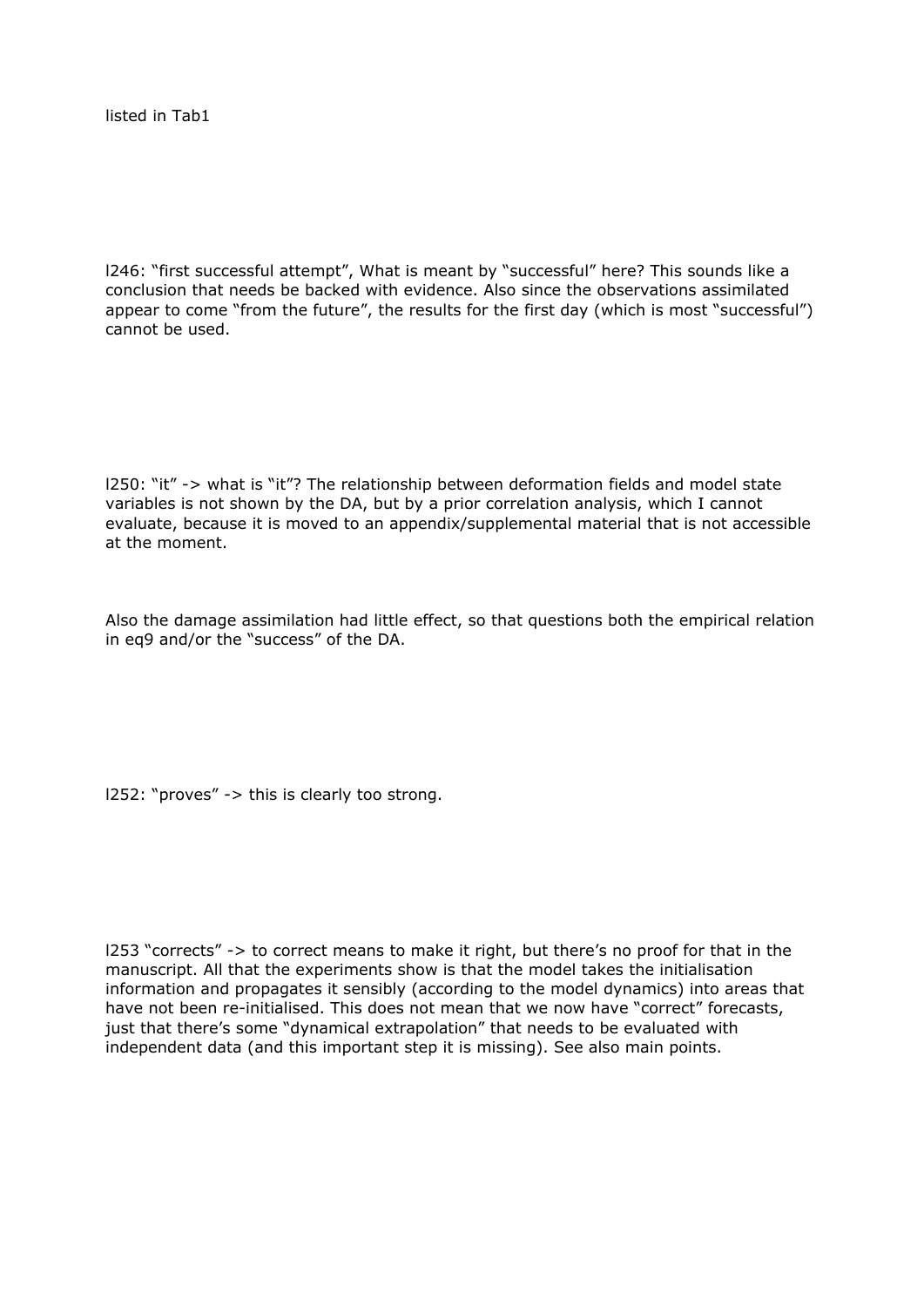listed in Tab1

l246: “first successful attempt”, What is meant by “successful” here? This sounds like a conclusion that needs be backed with evidence. Also since the observations assimilated appear to come “from the future”, the results for the first day (which is most “successful”) cannot be used.

l250: “it” -> what is “it”? The relationship between deformation fields and model state variables is not shown by the DA, but by a prior correlation analysis, which I cannot evaluate, because it is moved to an appendix/supplemental material that is not accessible at the moment.

Also the damage assimilation had little effect, so that questions both the empirical relation in eq9 and/or the “success” of the DA.

l252: “proves” -> this is clearly too strong.

l253 “corrects” -> to correct means to make it right, but there’s no proof for that in the manuscript. All that the experiments show is that the model takes the initialisation information and propagates it sensibly (according to the model dynamics) into areas that have not been re-initialised. This does not mean that we now have “correct” forecasts, just that there’s some “dynamical extrapolation” that needs to be evaluated with independent data (and this important step it is missing). See also main points.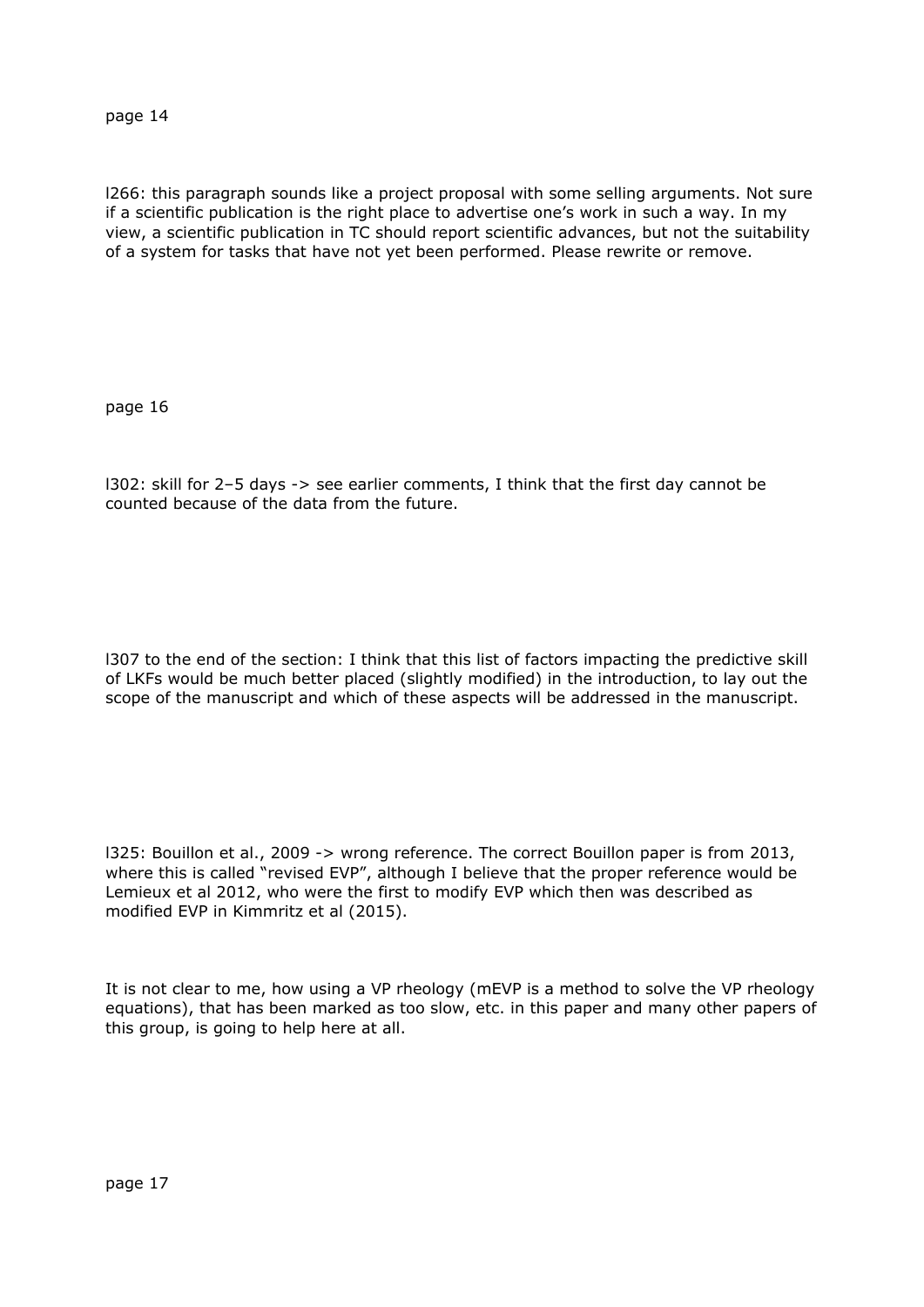page 14

l266: this paragraph sounds like a project proposal with some selling arguments. Not sure if a scientific publication is the right place to advertise one's work in such a way. In my view, a scientific publication in TC should report scientific advances, but not the suitability of a system for tasks that have not yet been performed. Please rewrite or remove.

page 16

l302: skill for 2–5 days -> see earlier comments, I think that the first day cannot be counted because of the data from the future.

l307 to the end of the section: I think that this list of factors impacting the predictive skill of LKFs would be much better placed (slightly modified) in the introduction, to lay out the scope of the manuscript and which of these aspects will be addressed in the manuscript.

l325: Bouillon et al., 2009 -> wrong reference. The correct Bouillon paper is from 2013, where this is called "revised EVP", although I believe that the proper reference would be Lemieux et al 2012, who were the first to modify EVP which then was described as modified EVP in Kimmritz et al (2015).

It is not clear to me, how using a VP rheology (mEVP is a method to solve the VP rheology equations), that has been marked as too slow, etc. in this paper and many other papers of this group, is going to help here at all.

page 17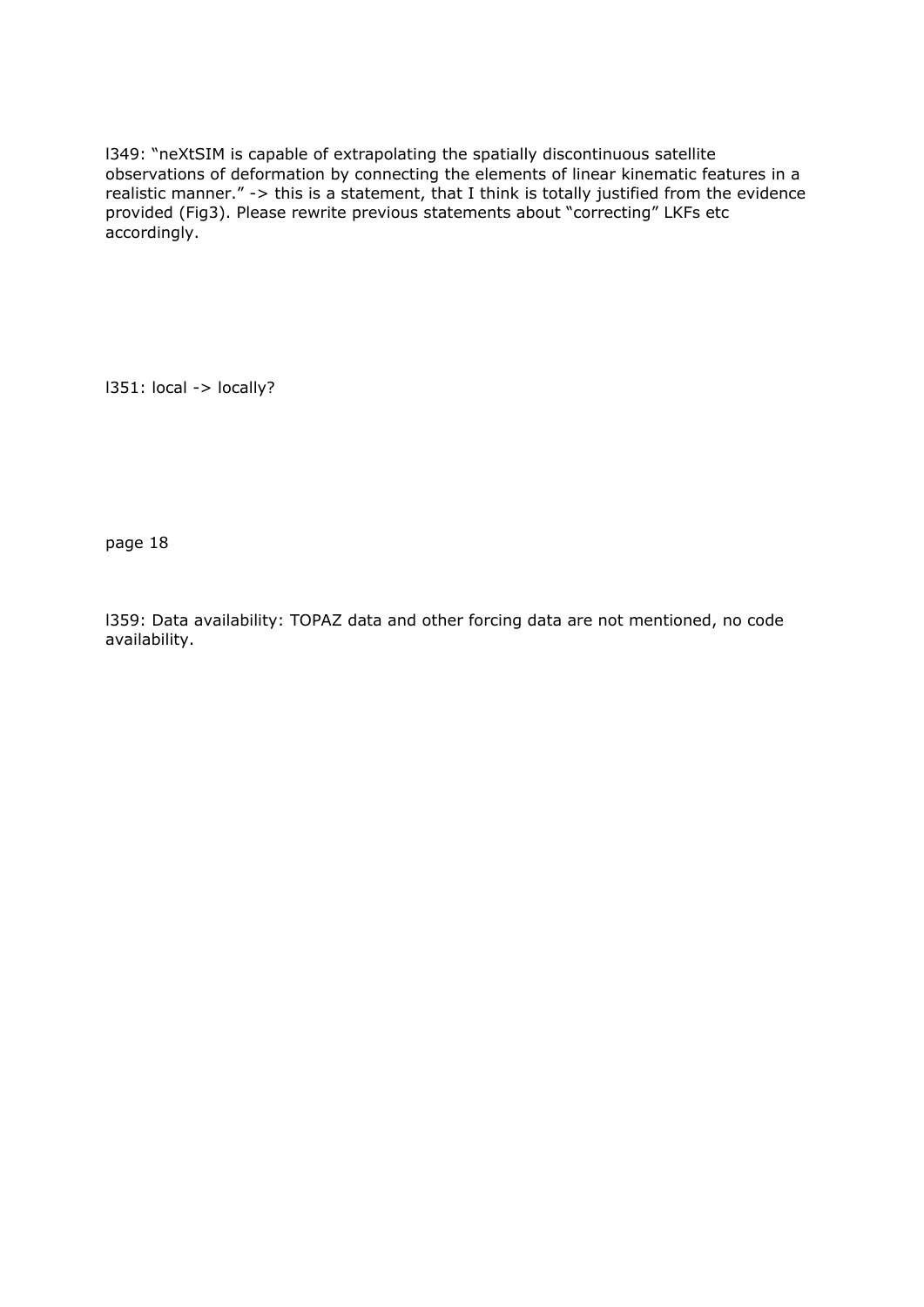l349: "neXtSIM is capable of extrapolating the spatially discontinuous satellite observations of deformation by connecting the elements of linear kinematic features in a realistic manner." -> this is a statement, that I think is totally justified from the evidence provided (Fig3). Please rewrite previous statements about "correcting" LKFs etc accordingly.

l351: local -> locally?

page 18

l359: Data availability: TOPAZ data and other forcing data are not mentioned, no code availability.